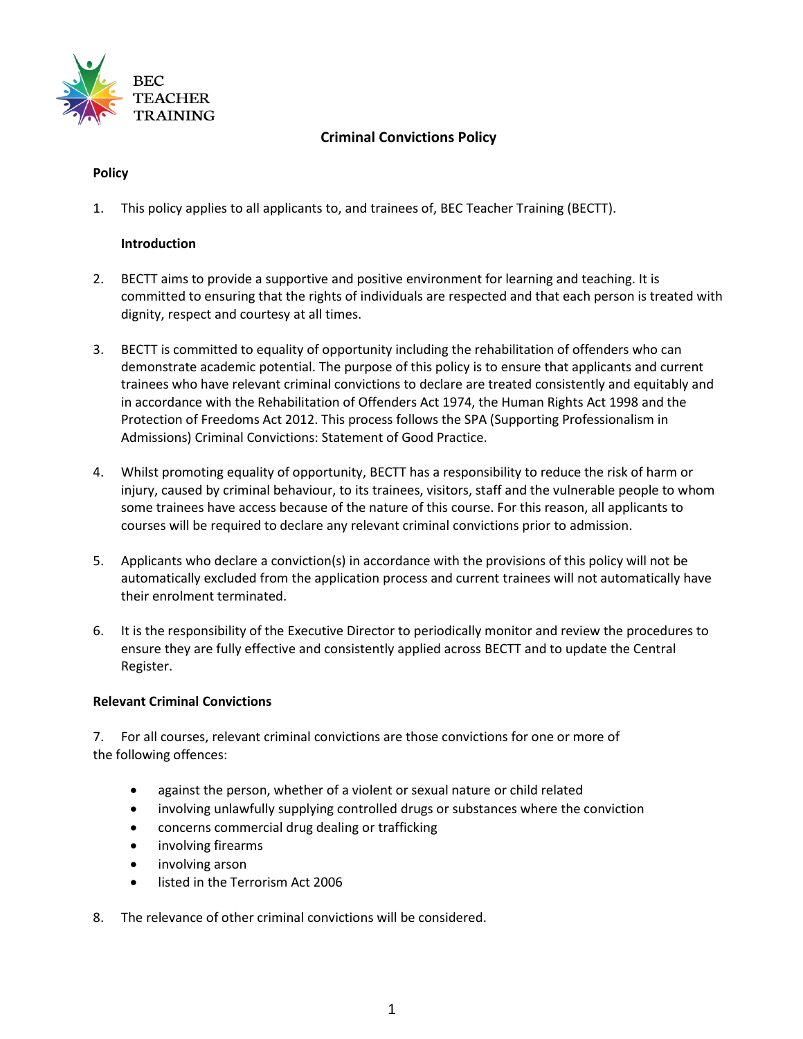BEC TEACHER TRAINING

# Criminal Convictions Policy

**Policy**

1. This policy applies to all applicants to, and trainees of, BEC Teacher Training (BECTT).

**Introduction**

2. BECTT aims to provide a supportive and positive environment for learning and teaching. It is committed to ensuring that the rights of individuals are respected and that each person is treated with dignity, respect and courtesy at all times.

3. BECTT is committed to equality of opportunity including the rehabilitation of offenders who can demonstrate academic potential. The purpose of this policy is to ensure that applicants and current trainees who have relevant criminal convictions to declare are treated consistently and equitably and in accordance with the Rehabilitation of Offenders Act 1974, the Human Rights Act 1998 and the Protection of Freedoms Act 2012. This process follows the SPA (Supporting Professionalism in Admissions) Criminal Convictions: Statement of Good Practice.

4. Whilst promoting equality of opportunity, BECTT has a responsibility to reduce the risk of harm or injury, caused by criminal behaviour, to its trainees, visitors, staff and the vulnerable people to whom some trainees have access because of the nature of this course. For this reason, all applicants to courses will be required to declare any relevant criminal convictions prior to admission.

5. Applicants who declare a conviction(s) in accordance with the provisions of this policy will not be automatically excluded from the application process and current trainees will not automatically have their enrolment terminated.

6. It is the responsibility of the Executive Director to periodically monitor and review the procedures to ensure they are fully effective and consistently applied across BECTT and to update the Central Register.

**Relevant Criminal Convictions**

7. For all courses, relevant criminal convictions are those convictions for one or more of the following offences:

- against the person, whether of a violent or sexual nature or child related
- involving unlawfully supplying controlled drugs or substances where the conviction
- concerns commercial drug dealing or trafficking
- involving firearms
- involving arson
- listed in the Terrorism Act 2006

8. The relevance of other criminal convictions will be considered.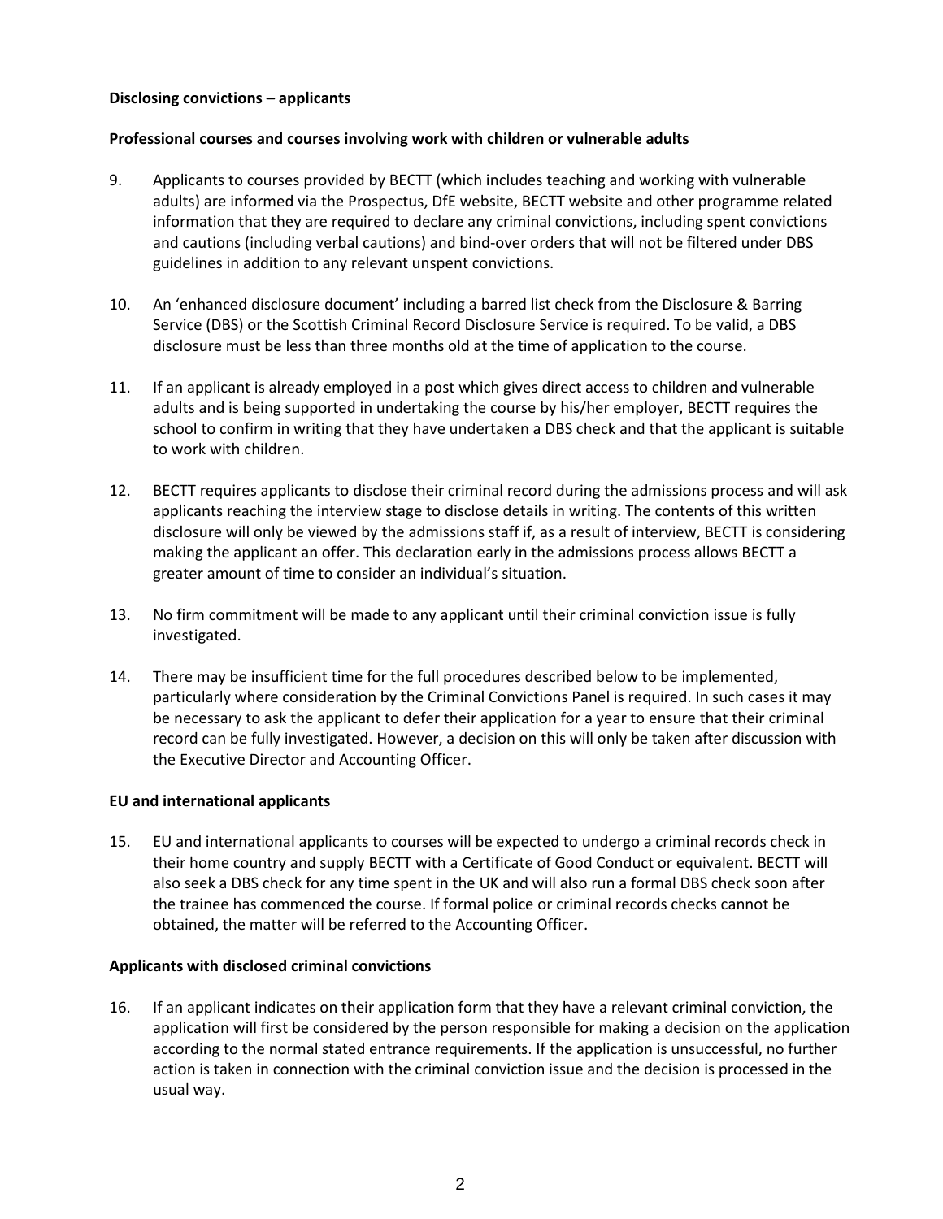**Disclosing convictions – applicants**

**Professional courses and courses involving work with children or vulnerable adults**

9. Applicants to courses provided by BECTT (which includes teaching and working with vulnerable adults) are informed via the Prospectus, DfE website, BECTT website and other programme related information that they are required to declare any criminal convictions, including spent convictions and cautions (including verbal cautions) and bind-over orders that will not be filtered under DBS guidelines in addition to any relevant unspent convictions.

10. An 'enhanced disclosure document' including a barred list check from the Disclosure & Barring Service (DBS) or the Scottish Criminal Record Disclosure Service is required. To be valid, a DBS disclosure must be less than three months old at the time of application to the course.

11. If an applicant is already employed in a post which gives direct access to children and vulnerable adults and is being supported in undertaking the course by his/her employer, BECTT requires the school to confirm in writing that they have undertaken a DBS check and that the applicant is suitable to work with children.

12. BECTT requires applicants to disclose their criminal record during the admissions process and will ask applicants reaching the interview stage to disclose details in writing. The contents of this written disclosure will only be viewed by the admissions staff if, as a result of interview, BECTT is considering making the applicant an offer. This declaration early in the admissions process allows BECTT a greater amount of time to consider an individual's situation.

13. No firm commitment will be made to any applicant until their criminal conviction issue is fully investigated.

14. There may be insufficient time for the full procedures described below to be implemented, particularly where consideration by the Criminal Convictions Panel is required. In such cases it may be necessary to ask the applicant to defer their application for a year to ensure that their criminal record can be fully investigated. However, a decision on this will only be taken after discussion with the Executive Director and Accounting Officer.

**EU and international applicants**

15. EU and international applicants to courses will be expected to undergo a criminal records check in their home country and supply BECTT with a Certificate of Good Conduct or equivalent. BECTT will also seek a DBS check for any time spent in the UK and will also run a formal DBS check soon after the trainee has commenced the course. If formal police or criminal records checks cannot be obtained, the matter will be referred to the Accounting Officer.

**Applicants with disclosed criminal convictions**

16. If an applicant indicates on their application form that they have a relevant criminal conviction, the application will first be considered by the person responsible for making a decision on the application according to the normal stated entrance requirements. If the application is unsuccessful, no further action is taken in connection with the criminal conviction issue and the decision is processed in the usual way.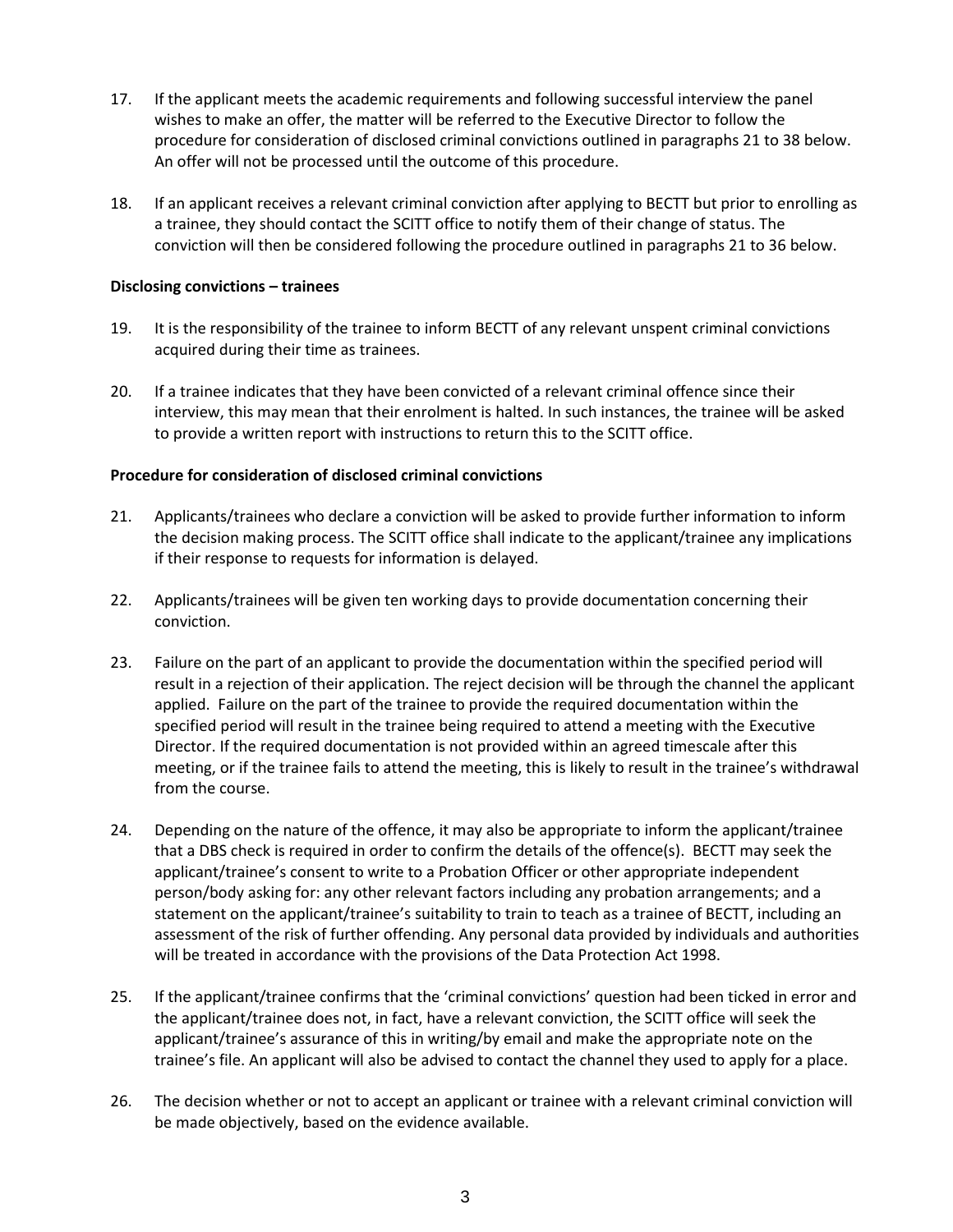17. If the applicant meets the academic requirements and following successful interview the panel wishes to make an offer, the matter will be referred to the Executive Director to follow the procedure for consideration of disclosed criminal convictions outlined in paragraphs 21 to 38 below. An offer will not be processed until the outcome of this procedure.

18. If an applicant receives a relevant criminal conviction after applying to BECTT but prior to enrolling as a trainee, they should contact the SCITT office to notify them of their change of status. The conviction will then be considered following the procedure outlined in paragraphs 21 to 36 below.

**Disclosing convictions – trainees**

19. It is the responsibility of the trainee to inform BECTT of any relevant unspent criminal convictions acquired during their time as trainees.

20. If a trainee indicates that they have been convicted of a relevant criminal offence since their interview, this may mean that their enrolment is halted. In such instances, the trainee will be asked to provide a written report with instructions to return this to the SCITT office.

**Procedure for consideration of disclosed criminal convictions**

21. Applicants/trainees who declare a conviction will be asked to provide further information to inform the decision making process. The SCITT office shall indicate to the applicant/trainee any implications if their response to requests for information is delayed.

22. Applicants/trainees will be given ten working days to provide documentation concerning their conviction.

23. Failure on the part of an applicant to provide the documentation within the specified period will result in a rejection of their application. The reject decision will be through the channel the applicant applied. Failure on the part of the trainee to provide the required documentation within the specified period will result in the trainee being required to attend a meeting with the Executive Director. If the required documentation is not provided within an agreed timescale after this meeting, or if the trainee fails to attend the meeting, this is likely to result in the trainee's withdrawal from the course.

24. Depending on the nature of the offence, it may also be appropriate to inform the applicant/trainee that a DBS check is required in order to confirm the details of the offence(s). BECTT may seek the applicant/trainee's consent to write to a Probation Officer or other appropriate independent person/body asking for: any other relevant factors including any probation arrangements; and a statement on the applicant/trainee's suitability to train to teach as a trainee of BECTT, including an assessment of the risk of further offending. Any personal data provided by individuals and authorities will be treated in accordance with the provisions of the Data Protection Act 1998.

25. If the applicant/trainee confirms that the 'criminal convictions' question had been ticked in error and the applicant/trainee does not, in fact, have a relevant conviction, the SCITT office will seek the applicant/trainee's assurance of this in writing/by email and make the appropriate note on the trainee's file. An applicant will also be advised to contact the channel they used to apply for a place.

26. The decision whether or not to accept an applicant or trainee with a relevant criminal conviction will be made objectively, based on the evidence available.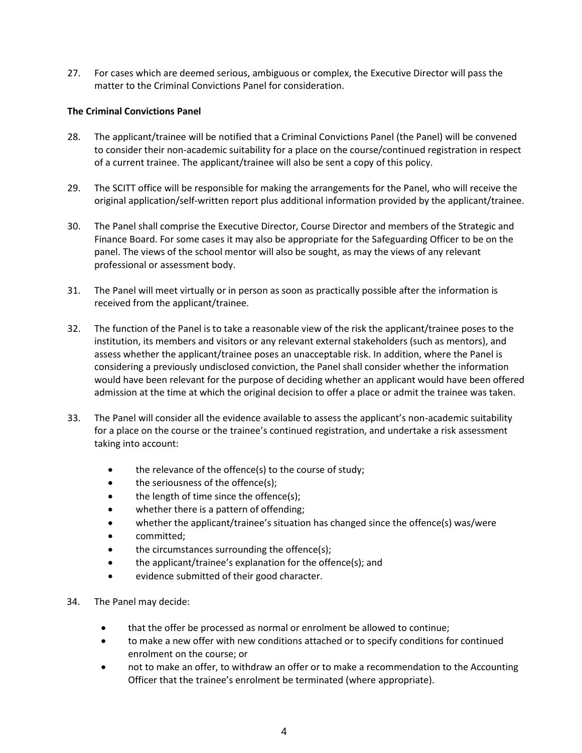27. For cases which are deemed serious, ambiguous or complex, the Executive Director will pass the matter to the Criminal Convictions Panel for consideration.

**The Criminal Convictions Panel**

28. The applicant/trainee will be notified that a Criminal Convictions Panel (the Panel) will be convened to consider their non-academic suitability for a place on the course/continued registration in respect of a current trainee. The applicant/trainee will also be sent a copy of this policy.

29. The SCITT office will be responsible for making the arrangements for the Panel, who will receive the original application/self-written report plus additional information provided by the applicant/trainee.

30. The Panel shall comprise the Executive Director, Course Director and members of the Strategic and Finance Board. For some cases it may also be appropriate for the Safeguarding Officer to be on the panel. The views of the school mentor will also be sought, as may the views of any relevant professional or assessment body.

31. The Panel will meet virtually or in person as soon as practically possible after the information is received from the applicant/trainee.

32. The function of the Panel is to take a reasonable view of the risk the applicant/trainee poses to the institution, its members and visitors or any relevant external stakeholders (such as mentors), and assess whether the applicant/trainee poses an unacceptable risk. In addition, where the Panel is considering a previously undisclosed conviction, the Panel shall consider whether the information would have been relevant for the purpose of deciding whether an applicant would have been offered admission at the time at which the original decision to offer a place or admit the trainee was taken.

33. The Panel will consider all the evidence available to assess the applicant's non-academic suitability for a place on the course or the trainee's continued registration, and undertake a risk assessment taking into account:

    - the relevance of the offence(s) to the course of study;
    - the seriousness of the offence(s);
    - the length of time since the offence(s);
    - whether there is a pattern of offending;
    - whether the applicant/trainee's situation has changed since the offence(s) was/were
    - committed;
    - the circumstances surrounding the offence(s);
    - the applicant/trainee's explanation for the offence(s); and
    - evidence submitted of their good character.

34. The Panel may decide:

    - that the offer be processed as normal or enrolment be allowed to continue;
    - to make a new offer with new conditions attached or to specify conditions for continued enrolment on the course; or
    - not to make an offer, to withdraw an offer or to make a recommendation to the Accounting Officer that the trainee's enrolment be terminated (where appropriate).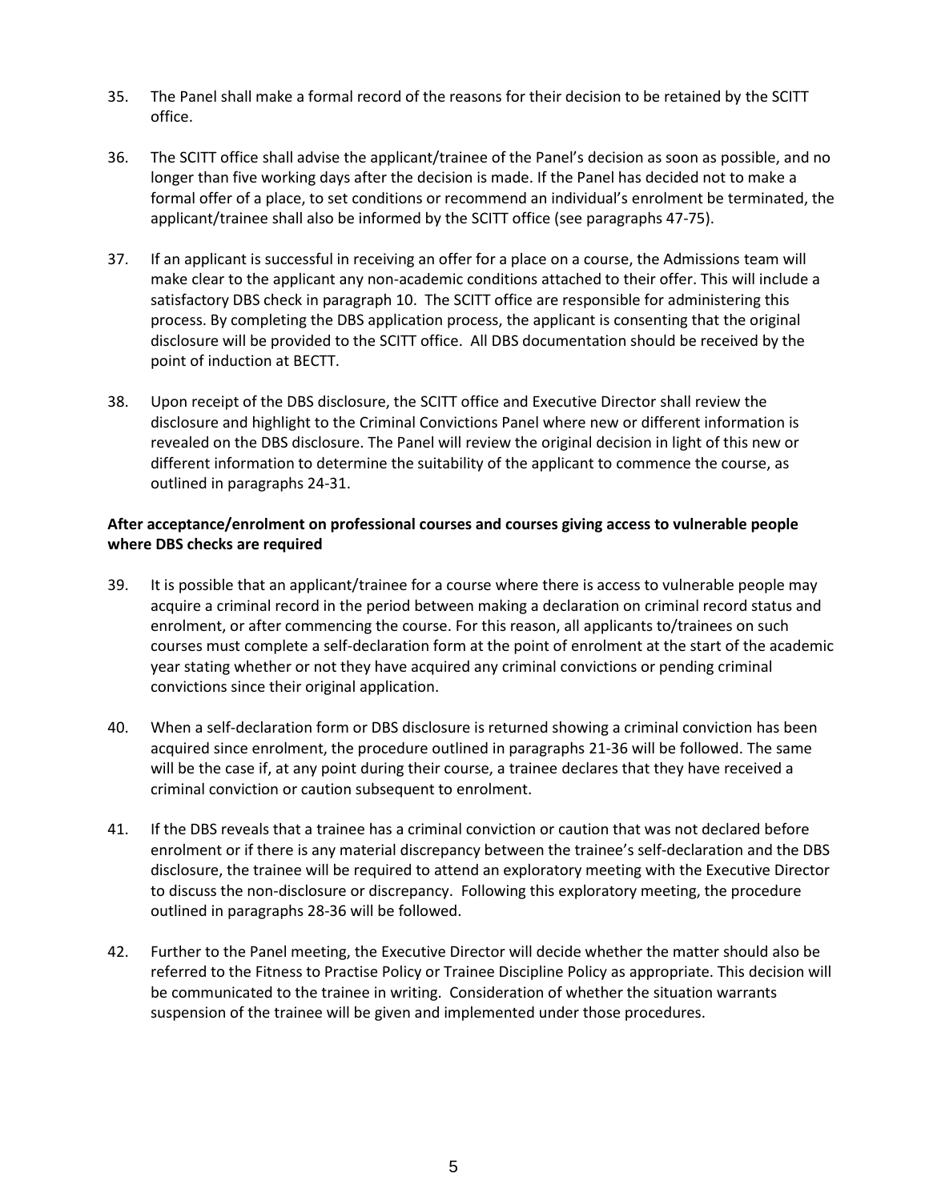35. The Panel shall make a formal record of the reasons for their decision to be retained by the SCITT office.

36. The SCITT office shall advise the applicant/trainee of the Panel's decision as soon as possible, and no longer than five working days after the decision is made. If the Panel has decided not to make a formal offer of a place, to set conditions or recommend an individual's enrolment be terminated, the applicant/trainee shall also be informed by the SCITT office (see paragraphs 47-75).

37. If an applicant is successful in receiving an offer for a place on a course, the Admissions team will make clear to the applicant any non-academic conditions attached to their offer. This will include a satisfactory DBS check in paragraph 10. The SCITT office are responsible for administering this process. By completing the DBS application process, the applicant is consenting that the original disclosure will be provided to the SCITT office. All DBS documentation should be received by the point of induction at BECTT.

38. Upon receipt of the DBS disclosure, the SCITT office and Executive Director shall review the disclosure and highlight to the Criminal Convictions Panel where new or different information is revealed on the DBS disclosure. The Panel will review the original decision in light of this new or different information to determine the suitability of the applicant to commence the course, as outlined in paragraphs 24-31.

**After acceptance/enrolment on professional courses and courses giving access to vulnerable people where DBS checks are required**

39. It is possible that an applicant/trainee for a course where there is access to vulnerable people may acquire a criminal record in the period between making a declaration on criminal record status and enrolment, or after commencing the course. For this reason, all applicants to/trainees on such courses must complete a self-declaration form at the point of enrolment at the start of the academic year stating whether or not they have acquired any criminal convictions or pending criminal convictions since their original application.

40. When a self-declaration form or DBS disclosure is returned showing a criminal conviction has been acquired since enrolment, the procedure outlined in paragraphs 21-36 will be followed. The same will be the case if, at any point during their course, a trainee declares that they have received a criminal conviction or caution subsequent to enrolment.

41. If the DBS reveals that a trainee has a criminal conviction or caution that was not declared before enrolment or if there is any material discrepancy between the trainee's self-declaration and the DBS disclosure, the trainee will be required to attend an exploratory meeting with the Executive Director to discuss the non-disclosure or discrepancy. Following this exploratory meeting, the procedure outlined in paragraphs 28-36 will be followed.

42. Further to the Panel meeting, the Executive Director will decide whether the matter should also be referred to the Fitness to Practise Policy or Trainee Discipline Policy as appropriate. This decision will be communicated to the trainee in writing. Consideration of whether the situation warrants suspension of the trainee will be given and implemented under those procedures.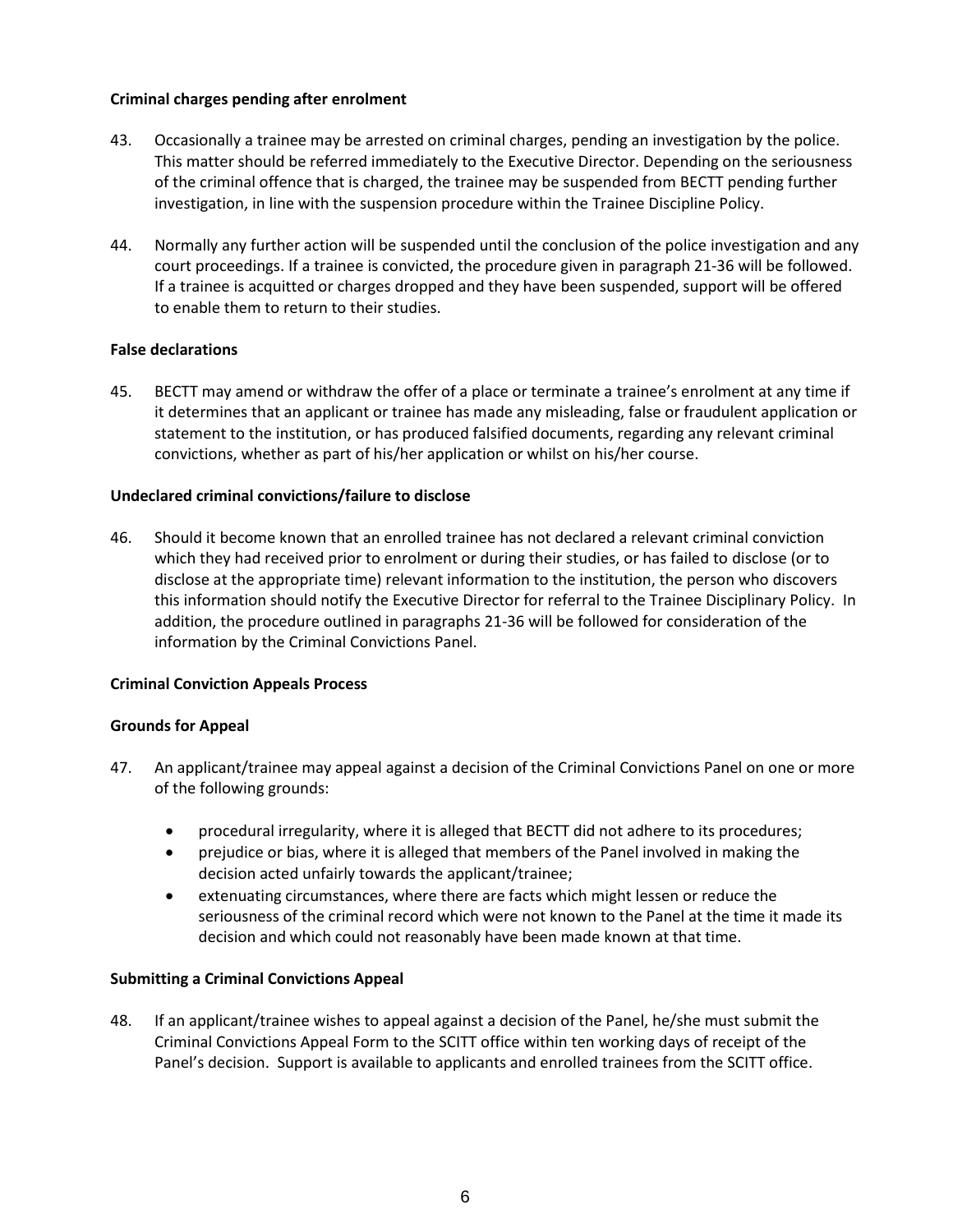**Criminal charges pending after enrolment**

43. Occasionally a trainee may be arrested on criminal charges, pending an investigation by the police. This matter should be referred immediately to the Executive Director. Depending on the seriousness of the criminal offence that is charged, the trainee may be suspended from BECTT pending further investigation, in line with the suspension procedure within the Trainee Discipline Policy.

44. Normally any further action will be suspended until the conclusion of the police investigation and any court proceedings. If a trainee is convicted, the procedure given in paragraph 21-36 will be followed. If a trainee is acquitted or charges dropped and they have been suspended, support will be offered to enable them to return to their studies.

**False declarations**

45. BECTT may amend or withdraw the offer of a place or terminate a trainee's enrolment at any time if it determines that an applicant or trainee has made any misleading, false or fraudulent application or statement to the institution, or has produced falsified documents, regarding any relevant criminal convictions, whether as part of his/her application or whilst on his/her course.

**Undeclared criminal convictions/failure to disclose**

46. Should it become known that an enrolled trainee has not declared a relevant criminal conviction which they had received prior to enrolment or during their studies, or has failed to disclose (or to disclose at the appropriate time) relevant information to the institution, the person who discovers this information should notify the Executive Director for referral to the Trainee Disciplinary Policy. In addition, the procedure outlined in paragraphs 21-36 will be followed for consideration of the information by the Criminal Convictions Panel.

**Criminal Conviction Appeals Process**

**Grounds for Appeal**

47. An applicant/trainee may appeal against a decision of the Criminal Convictions Panel on one or more of the following grounds:

- procedural irregularity, where it is alleged that BECTT did not adhere to its procedures;
- prejudice or bias, where it is alleged that members of the Panel involved in making the decision acted unfairly towards the applicant/trainee;
- extenuating circumstances, where there are facts which might lessen or reduce the seriousness of the criminal record which were not known to the Panel at the time it made its decision and which could not reasonably have been made known at that time.

**Submitting a Criminal Convictions Appeal**

48. If an applicant/trainee wishes to appeal against a decision of the Panel, he/she must submit the Criminal Convictions Appeal Form to the SCITT office within ten working days of receipt of the Panel's decision. Support is available to applicants and enrolled trainees from the SCITT office.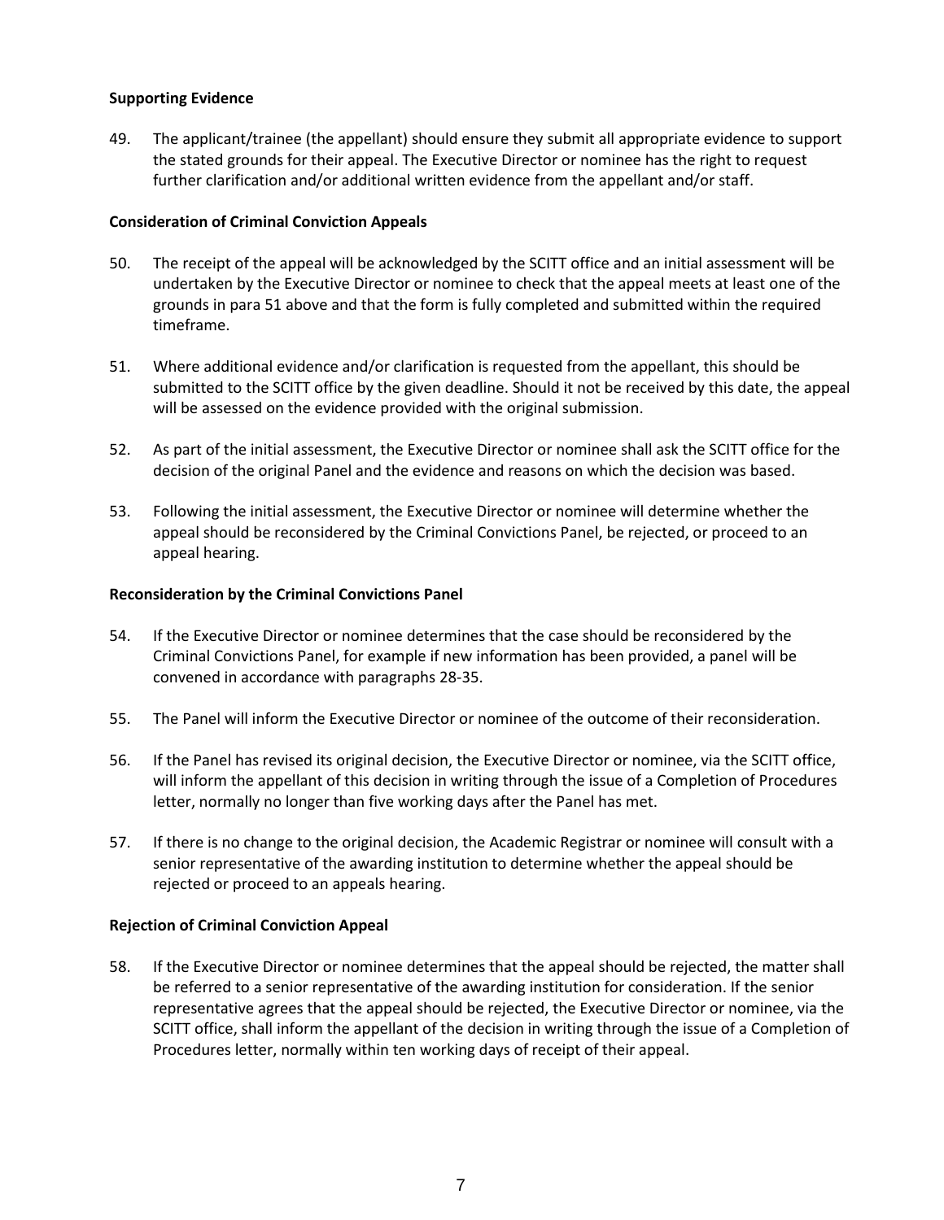**Supporting Evidence**

49. The applicant/trainee (the appellant) should ensure they submit all appropriate evidence to support the stated grounds for their appeal. The Executive Director or nominee has the right to request further clarification and/or additional written evidence from the appellant and/or staff.

**Consideration of Criminal Conviction Appeals**

50. The receipt of the appeal will be acknowledged by the SCITT office and an initial assessment will be undertaken by the Executive Director or nominee to check that the appeal meets at least one of the grounds in para 51 above and that the form is fully completed and submitted within the required timeframe.

51. Where additional evidence and/or clarification is requested from the appellant, this should be submitted to the SCITT office by the given deadline. Should it not be received by this date, the appeal will be assessed on the evidence provided with the original submission.

52. As part of the initial assessment, the Executive Director or nominee shall ask the SCITT office for the decision of the original Panel and the evidence and reasons on which the decision was based.

53. Following the initial assessment, the Executive Director or nominee will determine whether the appeal should be reconsidered by the Criminal Convictions Panel, be rejected, or proceed to an appeal hearing.

**Reconsideration by the Criminal Convictions Panel**

54. If the Executive Director or nominee determines that the case should be reconsidered by the Criminal Convictions Panel, for example if new information has been provided, a panel will be convened in accordance with paragraphs 28-35.

55. The Panel will inform the Executive Director or nominee of the outcome of their reconsideration.

56. If the Panel has revised its original decision, the Executive Director or nominee, via the SCITT office, will inform the appellant of this decision in writing through the issue of a Completion of Procedures letter, normally no longer than five working days after the Panel has met.

57. If there is no change to the original decision, the Academic Registrar or nominee will consult with a senior representative of the awarding institution to determine whether the appeal should be rejected or proceed to an appeals hearing.

**Rejection of Criminal Conviction Appeal**

58. If the Executive Director or nominee determines that the appeal should be rejected, the matter shall be referred to a senior representative of the awarding institution for consideration. If the senior representative agrees that the appeal should be rejected, the Executive Director or nominee, via the SCITT office, shall inform the appellant of the decision in writing through the issue of a Completion of Procedures letter, normally within ten working days of receipt of their appeal.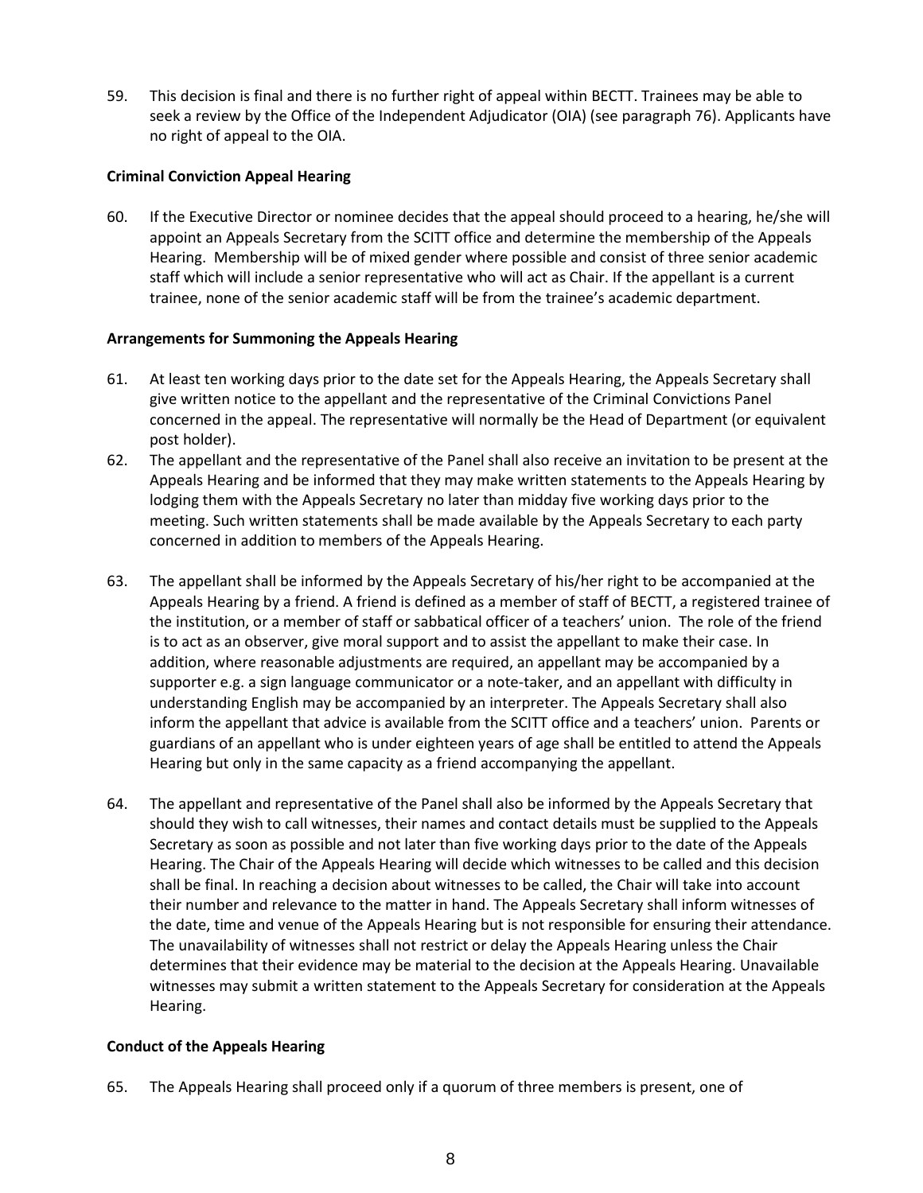59. This decision is final and there is no further right of appeal within BECTT. Trainees may be able to seek a review by the Office of the Independent Adjudicator (OIA) (see paragraph 76). Applicants have no right of appeal to the OIA.

**Criminal Conviction Appeal Hearing**

60. If the Executive Director or nominee decides that the appeal should proceed to a hearing, he/she will appoint an Appeals Secretary from the SCITT office and determine the membership of the Appeals Hearing. Membership will be of mixed gender where possible and consist of three senior academic staff which will include a senior representative who will act as Chair. If the appellant is a current trainee, none of the senior academic staff will be from the trainee's academic department.

**Arrangements for Summoning the Appeals Hearing**

61. At least ten working days prior to the date set for the Appeals Hearing, the Appeals Secretary shall give written notice to the appellant and the representative of the Criminal Convictions Panel concerned in the appeal. The representative will normally be the Head of Department (or equivalent post holder).
62. The appellant and the representative of the Panel shall also receive an invitation to be present at the Appeals Hearing and be informed that they may make written statements to the Appeals Hearing by lodging them with the Appeals Secretary no later than midday five working days prior to the meeting. Such written statements shall be made available by the Appeals Secretary to each party concerned in addition to members of the Appeals Hearing.

63. The appellant shall be informed by the Appeals Secretary of his/her right to be accompanied at the Appeals Hearing by a friend. A friend is defined as a member of staff of BECTT, a registered trainee of the institution, or a member of staff or sabbatical officer of a teachers' union. The role of the friend is to act as an observer, give moral support and to assist the appellant to make their case. In addition, where reasonable adjustments are required, an appellant may be accompanied by a supporter e.g. a sign language communicator or a note-taker, and an appellant with difficulty in understanding English may be accompanied by an interpreter. The Appeals Secretary shall also inform the appellant that advice is available from the SCITT office and a teachers' union. Parents or guardians of an appellant who is under eighteen years of age shall be entitled to attend the Appeals Hearing but only in the same capacity as a friend accompanying the appellant.

64. The appellant and representative of the Panel shall also be informed by the Appeals Secretary that should they wish to call witnesses, their names and contact details must be supplied to the Appeals Secretary as soon as possible and not later than five working days prior to the date of the Appeals Hearing. The Chair of the Appeals Hearing will decide which witnesses to be called and this decision shall be final. In reaching a decision about witnesses to be called, the Chair will take into account their number and relevance to the matter in hand. The Appeals Secretary shall inform witnesses of the date, time and venue of the Appeals Hearing but is not responsible for ensuring their attendance. The unavailability of witnesses shall not restrict or delay the Appeals Hearing unless the Chair determines that their evidence may be material to the decision at the Appeals Hearing. Unavailable witnesses may submit a written statement to the Appeals Secretary for consideration at the Appeals Hearing.

**Conduct of the Appeals Hearing**

65. The Appeals Hearing shall proceed only if a quorum of three members is present, one of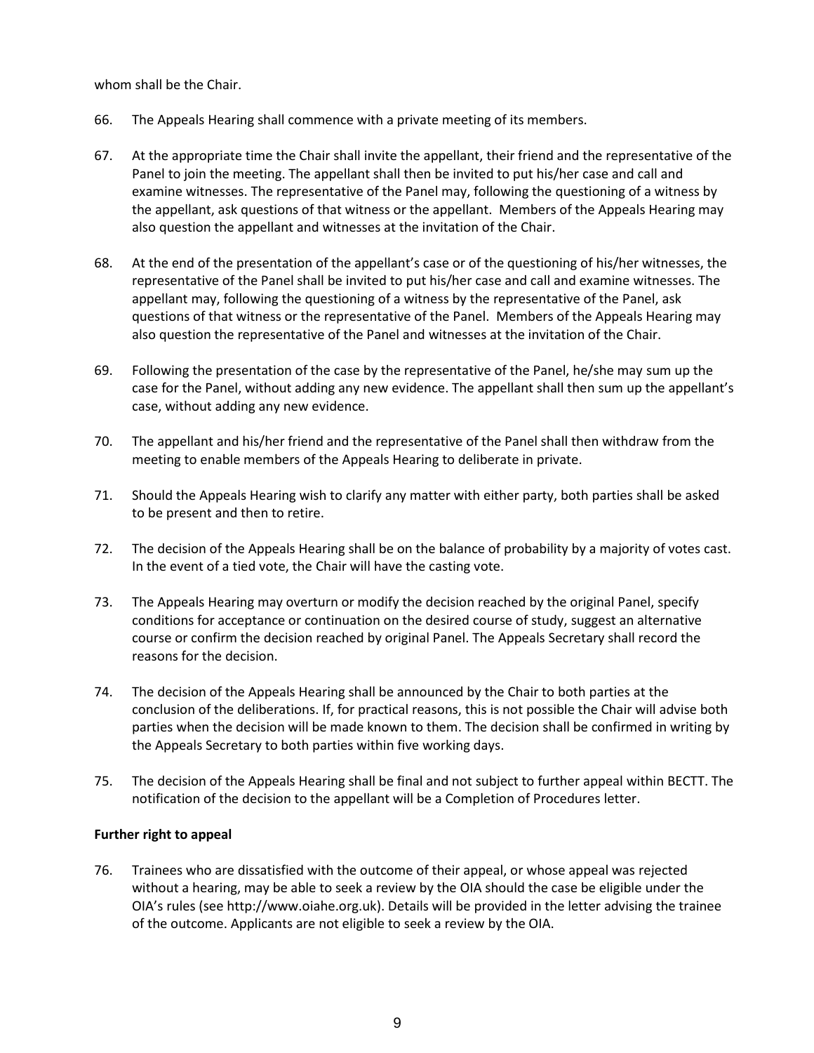whom shall be the Chair.

66. The Appeals Hearing shall commence with a private meeting of its members.

67. At the appropriate time the Chair shall invite the appellant, their friend and the representative of the Panel to join the meeting. The appellant shall then be invited to put his/her case and call and examine witnesses. The representative of the Panel may, following the questioning of a witness by the appellant, ask questions of that witness or the appellant. Members of the Appeals Hearing may also question the appellant and witnesses at the invitation of the Chair.

68. At the end of the presentation of the appellant's case or of the questioning of his/her witnesses, the representative of the Panel shall be invited to put his/her case and call and examine witnesses. The appellant may, following the questioning of a witness by the representative of the Panel, ask questions of that witness or the representative of the Panel. Members of the Appeals Hearing may also question the representative of the Panel and witnesses at the invitation of the Chair.

69. Following the presentation of the case by the representative of the Panel, he/she may sum up the case for the Panel, without adding any new evidence. The appellant shall then sum up the appellant's case, without adding any new evidence.

70. The appellant and his/her friend and the representative of the Panel shall then withdraw from the meeting to enable members of the Appeals Hearing to deliberate in private.

71. Should the Appeals Hearing wish to clarify any matter with either party, both parties shall be asked to be present and then to retire.

72. The decision of the Appeals Hearing shall be on the balance of probability by a majority of votes cast. In the event of a tied vote, the Chair will have the casting vote.

73. The Appeals Hearing may overturn or modify the decision reached by the original Panel, specify conditions for acceptance or continuation on the desired course of study, suggest an alternative course or confirm the decision reached by original Panel. The Appeals Secretary shall record the reasons for the decision.

74. The decision of the Appeals Hearing shall be announced by the Chair to both parties at the conclusion of the deliberations. If, for practical reasons, this is not possible the Chair will advise both parties when the decision will be made known to them. The decision shall be confirmed in writing by the Appeals Secretary to both parties within five working days.

75. The decision of the Appeals Hearing shall be final and not subject to further appeal within BECTT. The notification of the decision to the appellant will be a Completion of Procedures letter.

**Further right to appeal**

76. Trainees who are dissatisfied with the outcome of their appeal, or whose appeal was rejected without a hearing, may be able to seek a review by the OIA should the case be eligible under the OIA's rules (see http://www.oiahe.org.uk). Details will be provided in the letter advising the trainee of the outcome. Applicants are not eligible to seek a review by the OIA.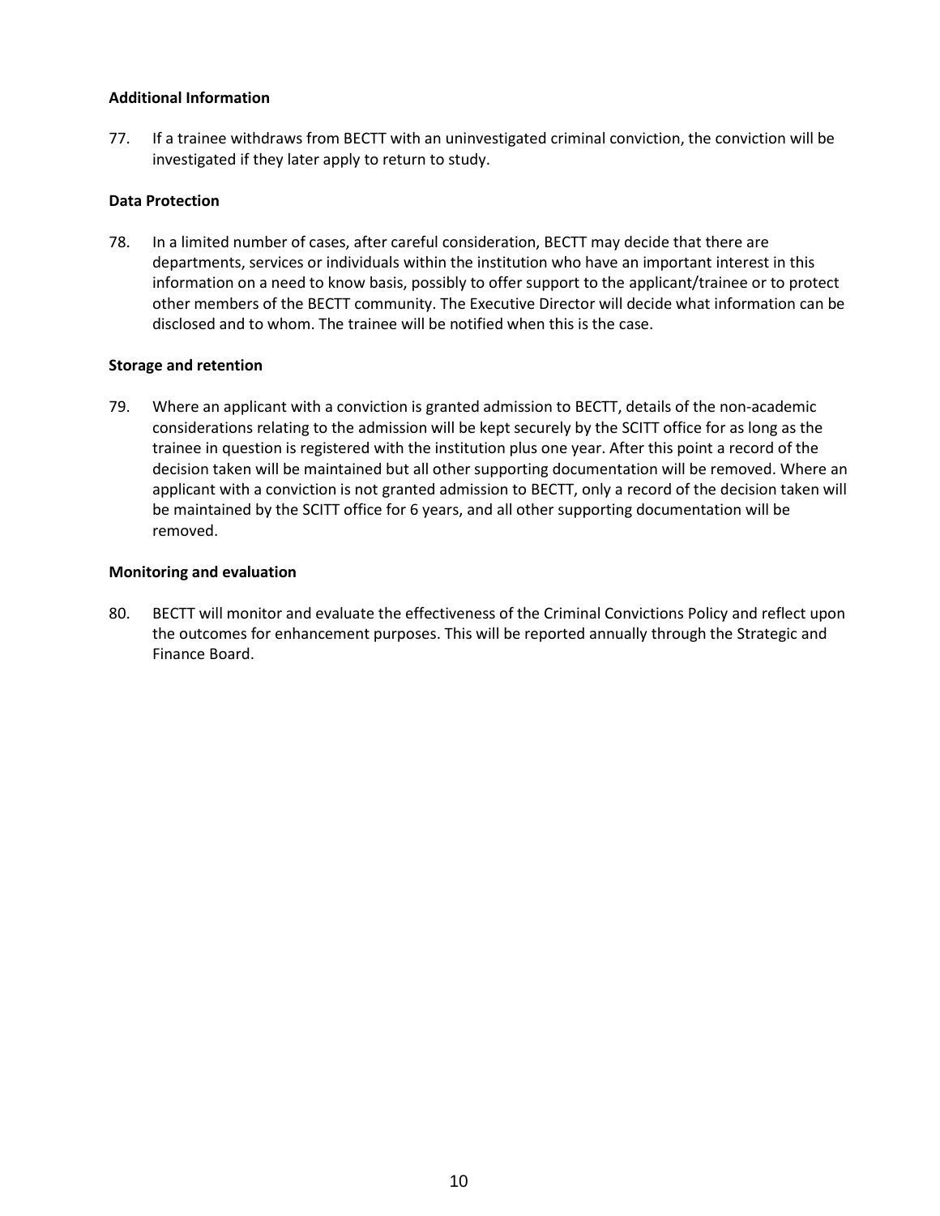**Additional Information**

77. If a trainee withdraws from BECTT with an uninvestigated criminal conviction, the conviction will be investigated if they later apply to return to study.

**Data Protection**

78. In a limited number of cases, after careful consideration, BECTT may decide that there are departments, services or individuals within the institution who have an important interest in this information on a need to know basis, possibly to offer support to the applicant/trainee or to protect other members of the BECTT community. The Executive Director will decide what information can be disclosed and to whom. The trainee will be notified when this is the case.

**Storage and retention**

79. Where an applicant with a conviction is granted admission to BECTT, details of the non-academic considerations relating to the admission will be kept securely by the SCITT office for as long as the trainee in question is registered with the institution plus one year. After this point a record of the decision taken will be maintained but all other supporting documentation will be removed. Where an applicant with a conviction is not granted admission to BECTT, only a record of the decision taken will be maintained by the SCITT office for 6 years, and all other supporting documentation will be removed.

**Monitoring and evaluation**

80. BECTT will monitor and evaluate the effectiveness of the Criminal Convictions Policy and reflect upon the outcomes for enhancement purposes. This will be reported annually through the Strategic and Finance Board.